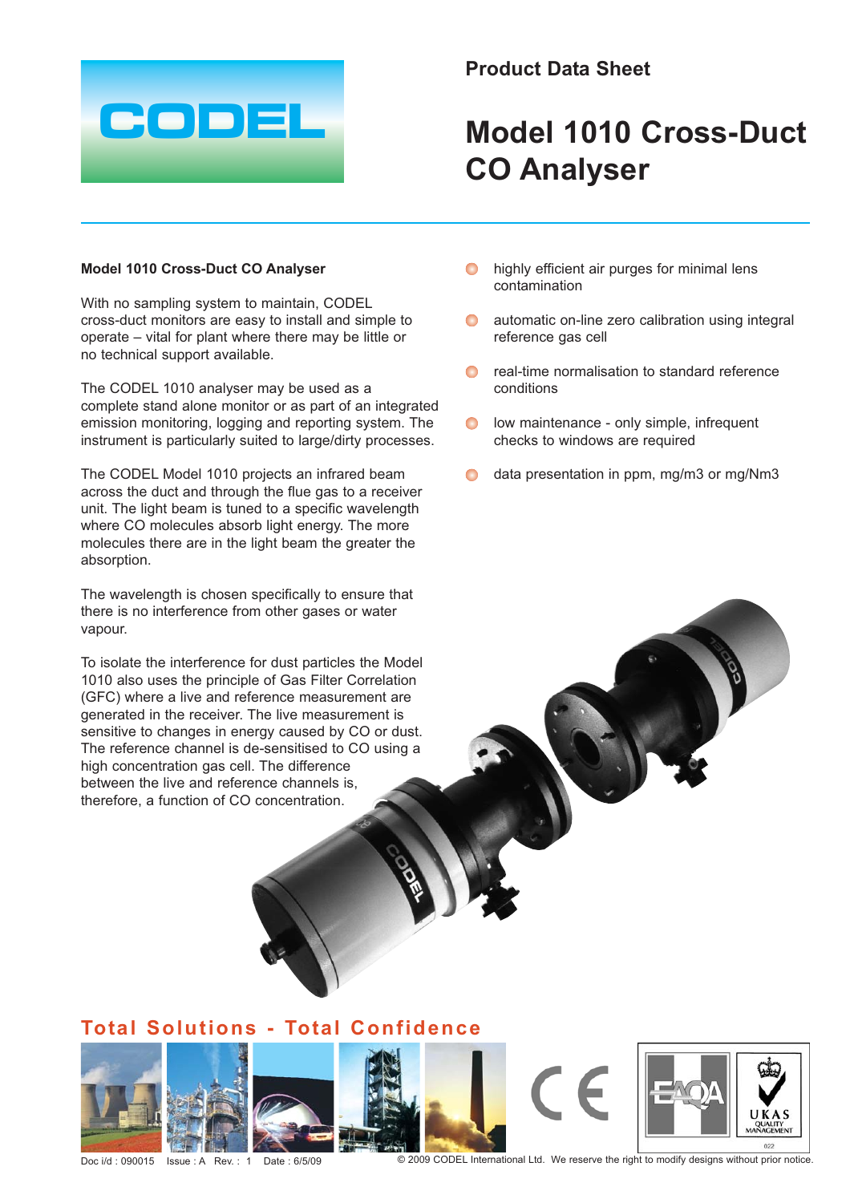Product Data Sheet

# Model 1010 Cross-Duct CO Analyser

**Model 1010 Cross-Duct CO Analyser**

With no sampling system to maintain, CODEL cross-duct monitors are easy to install and simple to operate – vital for plant where there may be little or no technical support available.

The CODEL 1010 analyser may be used as a complete stand alone monitor or as part of an integrated emission monitoring, logging and reporting system. The instrument is particularly suited to large/dirty processes.

The CODEL Model 1010 projects an infrared beam across the duct and through the flue gas to a receiver unit. The light beam is tuned to a specific wavelength where CO molecules absorb light energy. The more molecules there are in the light beam the greater the absorption.

The wavelength is chosen specifically to ensure that there is no interference from other gases or water vapour.

To isolate the interference for dust particles the Model 1010 also uses the principle of Gas Filter Correlation (GFC) where a live and reference measurement are generated in the receiver. The live measurement is sensitive to changes in energy caused by CO or dust. The reference channel is de-sensitised to CO using a high concentration gas cell. The difference between the live and reference channels is, therefore, a function of CO concentration.

- highly efficient air purges for minimal lens contamination
- automatic on-line zero calibration using integral reference gas cell
- real-time normalisation to standard reference conditions
- low maintenance - only simple, infrequent checks to windows are required
- data presentation in ppm, mg/m3 or mg/Nm3

**Total Solutions - Total Confidence**

Doc i/d : 090015 Issue : A Rev. : 1 Date : 6/5/09

© 2009 CODEL International Ltd. We reserve the right to modify designs without prior notice.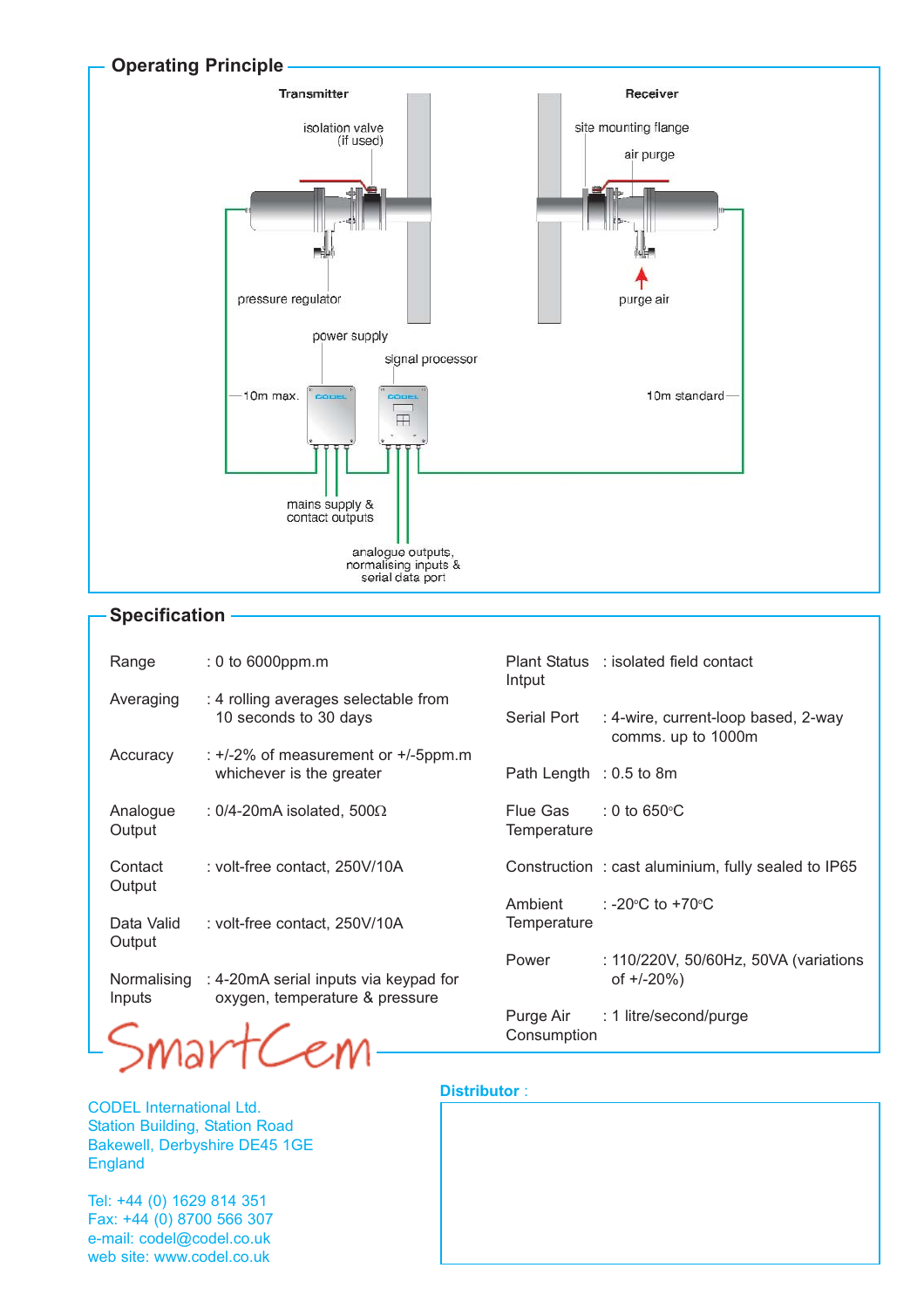## Operating Principle

Transmitter

isolation valve
(if used)

pressure regulator

power supply

signal processor

10m max.

mains supply &
contact outputs

analogue outputs,
normalising inputs &
serial data port

Receiver

site mounting flange

air purge

purge air

10m standard

## Specification

| | |
|---|---|
| Range | : 0 to 6000ppm.m |
| Averaging | : 4 rolling averages selectable from 10 seconds to 30 days |
| Accuracy | : +/-2% of measurement or +/-5ppm.m whichever is the greater |
| Analogue Output | : 0/4-20mA isolated, 500Ω |
| Contact Output | : volt-free contact, 250V/10A |
| Data Valid Output | : volt-free contact, 250V/10A |
| Normalising Inputs | : 4-20mA serial inputs via keypad for oxygen, temperature & pressure |
| Plant Status Intput | : isolated field contact |
| Serial Port | : 4-wire, current-loop based, 2-way comms. up to 1000m |
| Path Length | : 0.5 to 8m |
| Flue Gas Temperature | : 0 to 650°C |
| Construction | : cast aluminium, fully sealed to IP65 |
| Ambient Temperature | : -20°C to +70°C |
| Power | : 110/220V, 50/60Hz, 50VA (variations of +/-20%) |
| Purge Air Consumption | : 1 litre/second/purge |

SmartCem

CODEL International Ltd.
Station Building, Station Road
Bakewell, Derbyshire DE45 1GE
England

Tel: +44 (0) 1629 814 351
Fax: +44 (0) 8700 566 307
e-mail: codel@codel.co.uk
web site: www.codel.co.uk

**Distributor :**